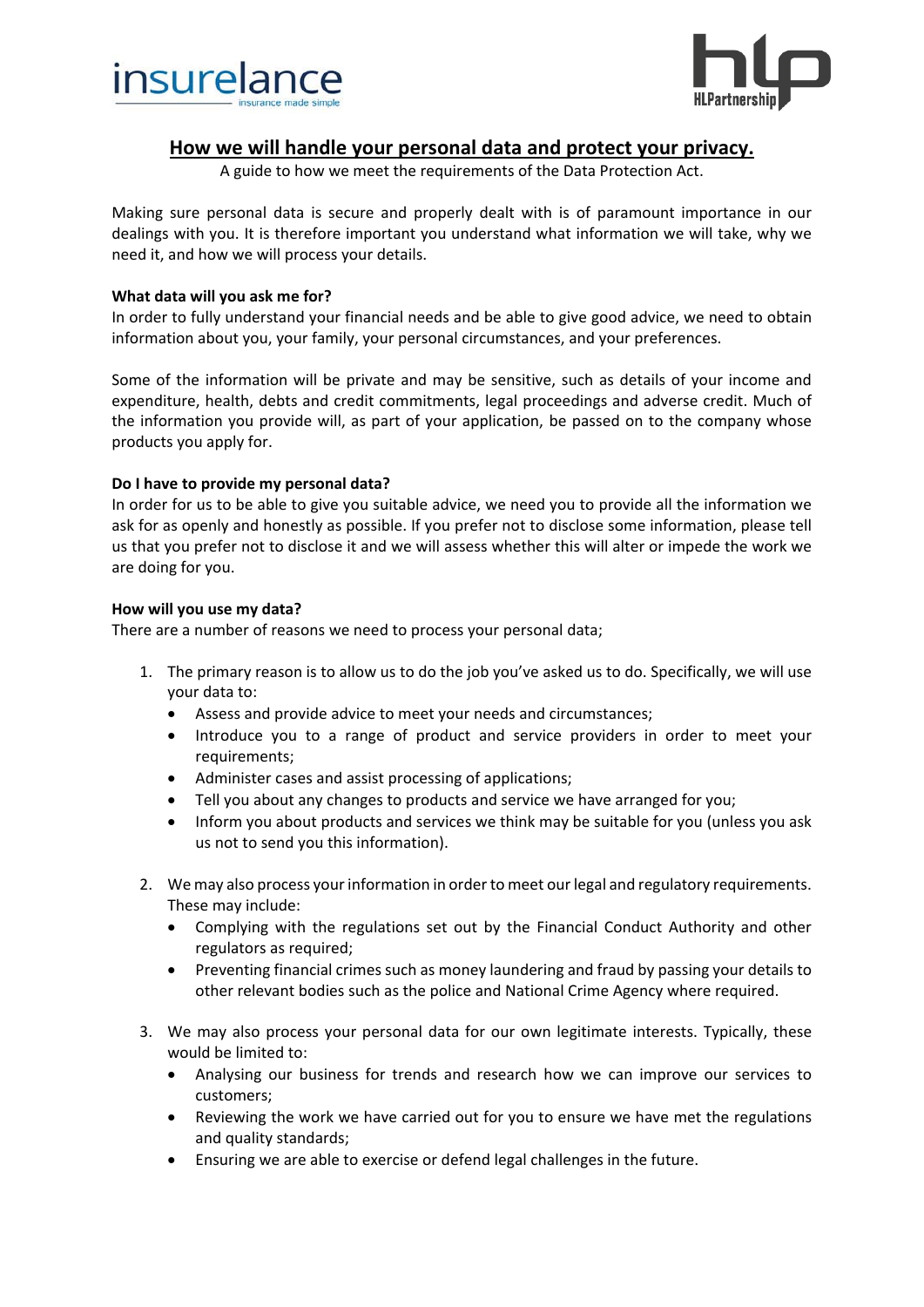# How we will handle your personal data and protect your privacy.

A guide to how we meet the requirements of the Data Protection Act.

Making sure personal data is secure and properly dealt with is of paramount importance in our dealings with you. It is therefore important you understand what information we will take, why we need it, and how we will process your details.

**What data will you ask me for?**

In order to fully understand your financial needs and be able to give good advice, we need to obtain information about you, your family, your personal circumstances, and your preferences.

Some of the information will be private and may be sensitive, such as details of your income and expenditure, health, debts and credit commitments, legal proceedings and adverse credit. Much of the information you provide will, as part of your application, be passed on to the company whose products you apply for.

**Do I have to provide my personal data?**

In order for us to be able to give you suitable advice, we need you to provide all the information we ask for as openly and honestly as possible. If you prefer not to disclose some information, please tell us that you prefer not to disclose it and we will assess whether this will alter or impede the work we are doing for you.

**How will you use my data?**

There are a number of reasons we need to process your personal data;

1. The primary reason is to allow us to do the job you've asked us to do. Specifically, we will use your data to:
   - Assess and provide advice to meet your needs and circumstances;
   - Introduce you to a range of product and service providers in order to meet your requirements;
   - Administer cases and assist processing of applications;
   - Tell you about any changes to products and service we have arranged for you;
   - Inform you about products and services we think may be suitable for you (unless you ask us not to send you this information).

2. We may also process your information in order to meet our legal and regulatory requirements. These may include:
   - Complying with the regulations set out by the Financial Conduct Authority and other regulators as required;
   - Preventing financial crimes such as money laundering and fraud by passing your details to other relevant bodies such as the police and National Crime Agency where required.

3. We may also process your personal data for our own legitimate interests. Typically, these would be limited to:
   - Analysing our business for trends and research how we can improve our services to customers;
   - Reviewing the work we have carried out for you to ensure we have met the regulations and quality standards;
   - Ensuring we are able to exercise or defend legal challenges in the future.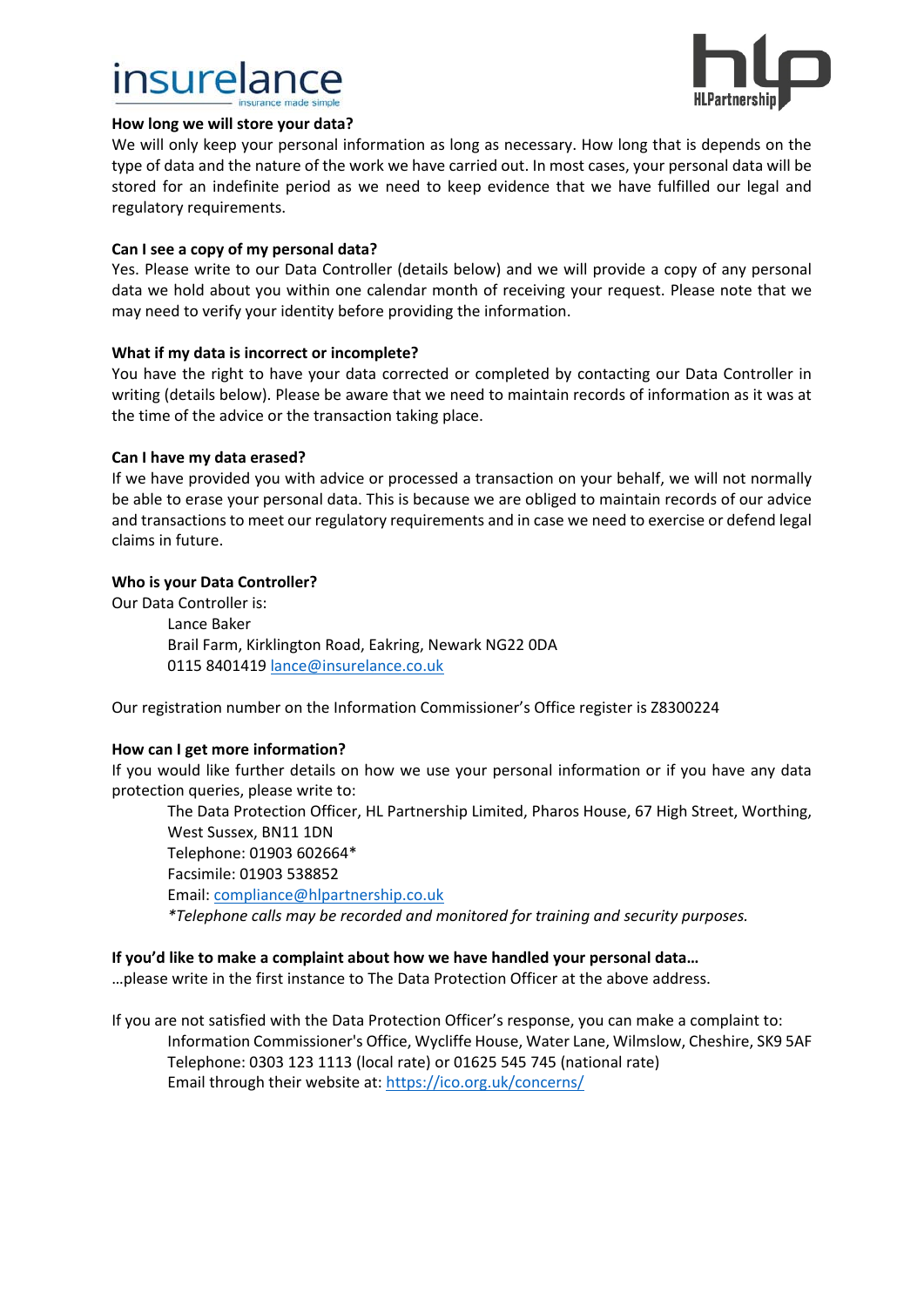### How long we will store your data?

We will only keep your personal information as long as necessary. How long that is depends on the type of data and the nature of the work we have carried out. In most cases, your personal data will be stored for an indefinite period as we need to keep evidence that we have fulfilled our legal and regulatory requirements.

### Can I see a copy of my personal data?

Yes. Please write to our Data Controller (details below) and we will provide a copy of any personal data we hold about you within one calendar month of receiving your request. Please note that we may need to verify your identity before providing the information.

### What if my data is incorrect or incomplete?

You have the right to have your data corrected or completed by contacting our Data Controller in writing (details below). Please be aware that we need to maintain records of information as it was at the time of the advice or the transaction taking place.

### Can I have my data erased?

If we have provided you with advice or processed a transaction on your behalf, we will not normally be able to erase your personal data. This is because we are obliged to maintain records of our advice and transactions to meet our regulatory requirements and in case we need to exercise or defend legal claims in future.

### Who is your Data Controller?

Our Data Controller is:

Lance Baker
Brail Farm, Kirklington Road, Eakring, Newark NG22 0DA
0115 8401419 lance@insurelance.co.uk

Our registration number on the Information Commissioner's Office register is Z8300224

### How can I get more information?

If you would like further details on how we use your personal information or if you have any data protection queries, please write to:

The Data Protection Officer, HL Partnership Limited, Pharos House, 67 High Street, Worthing, West Sussex, BN11 1DN
Telephone: 01903 602664*
Facsimile: 01903 538852
Email: compliance@hlpartnership.co.uk
*\*Telephone calls may be recorded and monitored for training and security purposes.*

### If you'd like to make a complaint about how we have handled your personal data…

…please write in the first instance to The Data Protection Officer at the above address.

If you are not satisfied with the Data Protection Officer's response, you can make a complaint to:

Information Commissioner's Office, Wycliffe House, Water Lane, Wilmslow, Cheshire, SK9 5AF
Telephone: 0303 123 1113 (local rate) or 01625 545 745 (national rate)
Email through their website at: https://ico.org.uk/concerns/